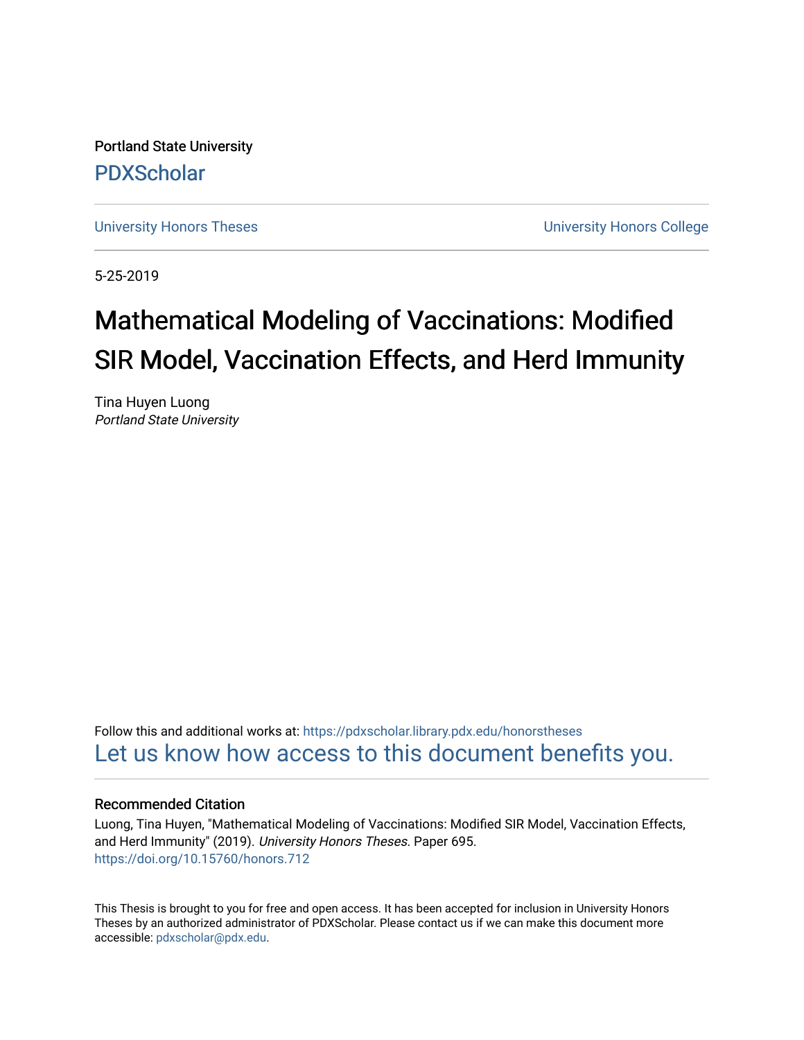Portland State University

PDXScholar

University Honors Theses

University Honors College

5-25-2019

# Mathematical Modeling of Vaccinations: Modified SIR Model, Vaccination Effects, and Herd Immunity

Tina Huyen Luong
*Portland State University*

Follow this and additional works at: https://pdxscholar.library.pdx.edu/honorstheses

Let us know how access to this document benefits you.

## Recommended Citation

Luong, Tina Huyen, "Mathematical Modeling of Vaccinations: Modified SIR Model, Vaccination Effects, and Herd Immunity" (2019). *University Honors Theses.* Paper 695.
https://doi.org/10.15760/honors.712

This Thesis is brought to you for free and open access. It has been accepted for inclusion in University Honors Theses by an authorized administrator of PDXScholar. Please contact us if we can make this document more accessible: pdxscholar@pdx.edu.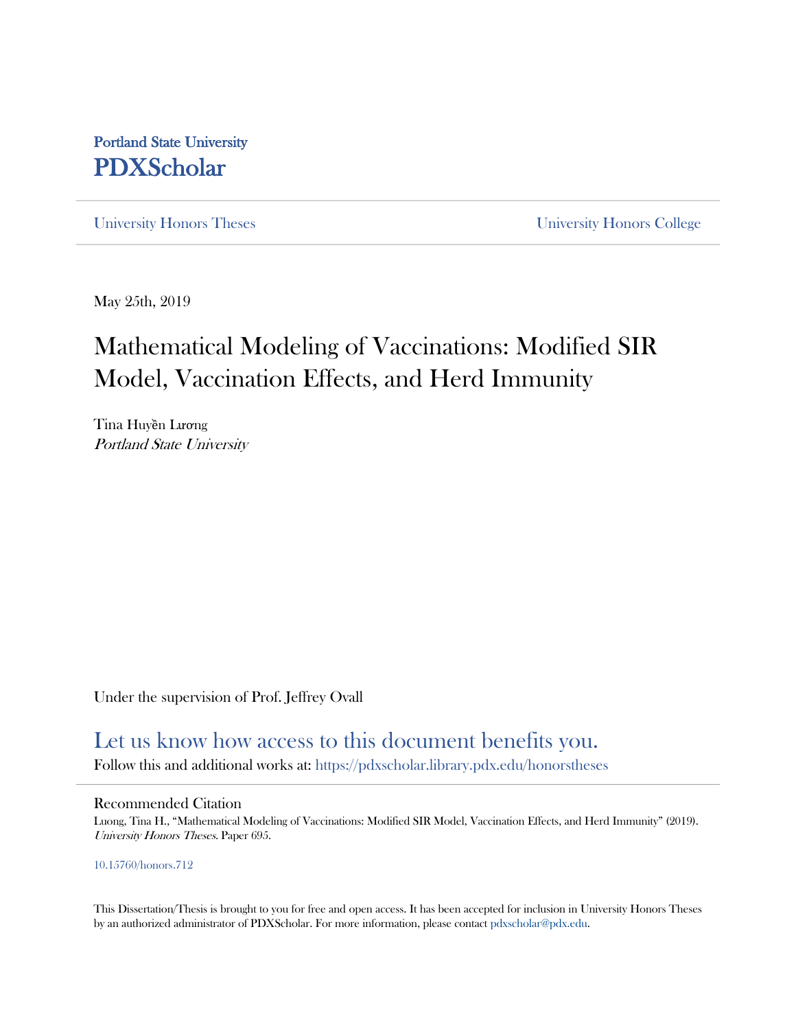Portland State University

# PDXScholar

University Honors Theses

University Honors College

May 25th, 2019

# Mathematical Modeling of Vaccinations: Modified SIR Model, Vaccination Effects, and Herd Immunity

Tina Huyền Lương

*Portland State University*

Under the supervision of Prof. Jeffrey Ovall

Let us know how access to this document benefits you.

Follow this and additional works at: https://pdxscholar.library.pdx.edu/honorstheses

Recommended Citation

Luong, Tina H., "Mathematical Modeling of Vaccinations: Modified SIR Model, Vaccination Effects, and Herd Immunity" (2019). *University Honors Theses*. Paper 695.

10.15760/honors.712

This Dissertation/Thesis is brought to you for free and open access. It has been accepted for inclusion in University Honors Theses by an authorized administrator of PDXScholar. For more information, please contact pdxscholar@pdx.edu.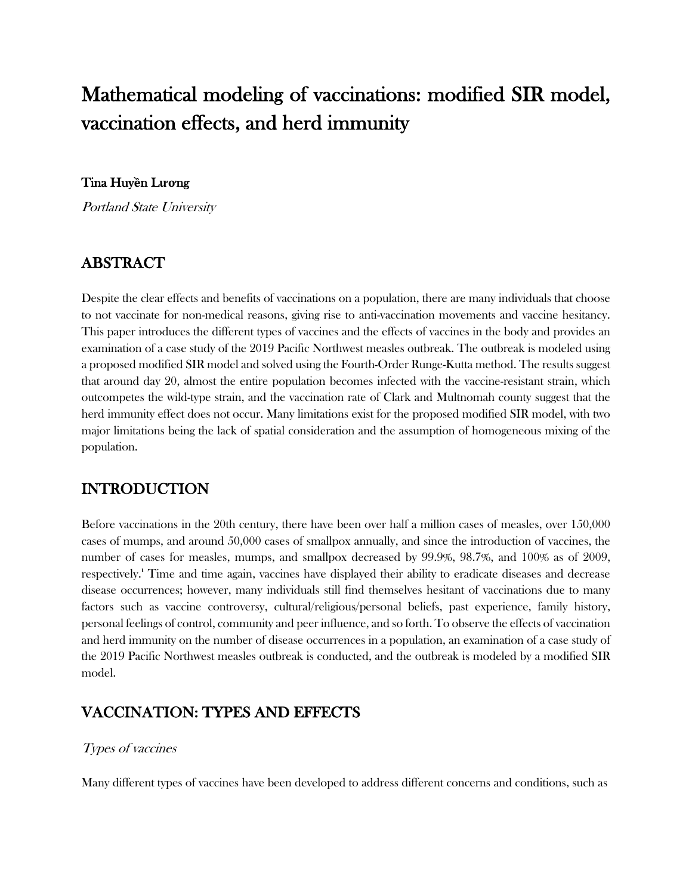# Mathematical modeling of vaccinations: modified SIR model, vaccination effects, and herd immunity

**Tina Huyền Lương**

*Portland State University*

## ABSTRACT

Despite the clear effects and benefits of vaccinations on a population, there are many individuals that choose to not vaccinate for non-medical reasons, giving rise to anti-vaccination movements and vaccine hesitancy. This paper introduces the different types of vaccines and the effects of vaccines in the body and provides an examination of a case study of the 2019 Pacific Northwest measles outbreak. The outbreak is modeled using a proposed modified SIR model and solved using the Fourth-Order Runge-Kutta method. The results suggest that around day 20, almost the entire population becomes infected with the vaccine-resistant strain, which outcompetes the wild-type strain, and the vaccination rate of Clark and Multnomah county suggest that the herd immunity effect does not occur. Many limitations exist for the proposed modified SIR model, with two major limitations being the lack of spatial consideration and the assumption of homogeneous mixing of the population.

## INTRODUCTION

Before vaccinations in the 20th century, there have been over half a million cases of measles, over 150,000 cases of mumps, and around 50,000 cases of smallpox annually, and since the introduction of vaccines, the number of cases for measles, mumps, and smallpox decreased by 99.9%, 98.7%, and 100% as of 2009, respectively.[1] Time and time again, vaccines have displayed their ability to eradicate diseases and decrease disease occurrences; however, many individuals still find themselves hesitant of vaccinations due to many factors such as vaccine controversy, cultural/religious/personal beliefs, past experience, family history, personal feelings of control, community and peer influence, and so forth. To observe the effects of vaccination and herd immunity on the number of disease occurrences in a population, an examination of a case study of the 2019 Pacific Northwest measles outbreak is conducted, and the outbreak is modeled by a modified SIR model.

## VACCINATION: TYPES AND EFFECTS

*Types of vaccines*

Many different types of vaccines have been developed to address different concerns and conditions, such as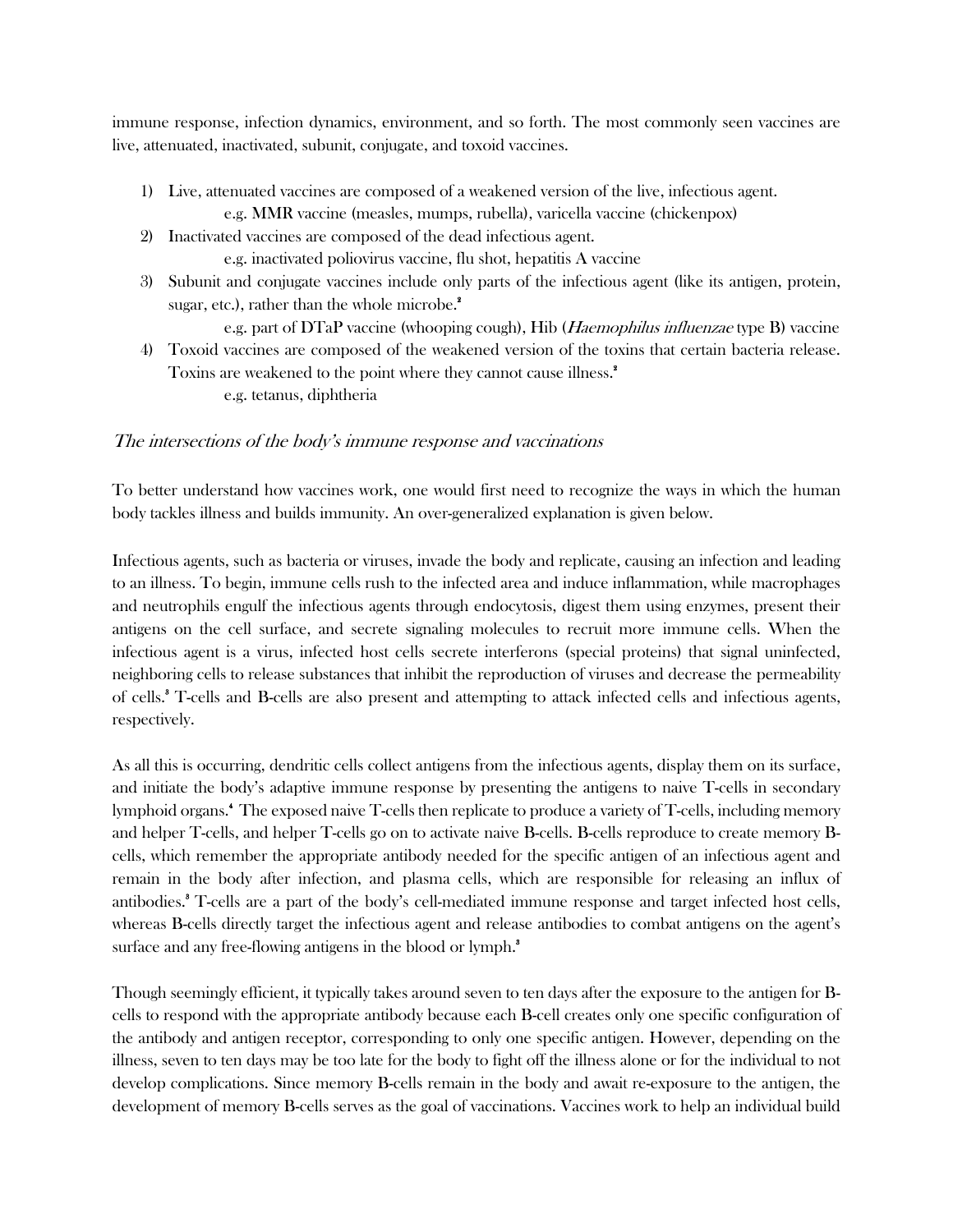immune response, infection dynamics, environment, and so forth. The most commonly seen vaccines are live, attenuated, inactivated, subunit, conjugate, and toxoid vaccines.

1) Live, attenuated vaccines are composed of a weakened version of the live, infectious agent.
   e.g. MMR vaccine (measles, mumps, rubella), varicella vaccine (chickenpox)
2) Inactivated vaccines are composed of the dead infectious agent.
   e.g. inactivated poliovirus vaccine, flu shot, hepatitis A vaccine
3) Subunit and conjugate vaccines include only parts of the infectious agent (like its antigen, protein, sugar, etc.), rather than the whole microbe.[2]
   e.g. part of DTaP vaccine (whooping cough), Hib (*Haemophilus influenzae* type B) vaccine
4) Toxoid vaccines are composed of the weakened version of the toxins that certain bacteria release. Toxins are weakened to the point where they cannot cause illness.[2]
   e.g. tetanus, diphtheria

### *The intersections of the body's immune response and vaccinations*

To better understand how vaccines work, one would first need to recognize the ways in which the human body tackles illness and builds immunity. An over-generalized explanation is given below.

Infectious agents, such as bacteria or viruses, invade the body and replicate, causing an infection and leading to an illness. To begin, immune cells rush to the infected area and induce inflammation, while macrophages and neutrophils engulf the infectious agents through endocytosis, digest them using enzymes, present their antigens on the cell surface, and secrete signaling molecules to recruit more immune cells. When the infectious agent is a virus, infected host cells secrete interferons (special proteins) that signal uninfected, neighboring cells to release substances that inhibit the reproduction of viruses and decrease the permeability of cells.[3] T-cells and B-cells are also present and attempting to attack infected cells and infectious agents, respectively.

As all this is occurring, dendritic cells collect antigens from the infectious agents, display them on its surface, and initiate the body's adaptive immune response by presenting the antigens to naive T-cells in secondary lymphoid organs.[4] The exposed naive T-cells then replicate to produce a variety of T-cells, including memory and helper T-cells, and helper T-cells go on to activate naive B-cells. B-cells reproduce to create memory B-cells, which remember the appropriate antibody needed for the specific antigen of an infectious agent and remain in the body after infection, and plasma cells, which are responsible for releasing an influx of antibodies.[3] T-cells are a part of the body's cell-mediated immune response and target infected host cells, whereas B-cells directly target the infectious agent and release antibodies to combat antigens on the agent's surface and any free-flowing antigens in the blood or lymph.[3]

Though seemingly efficient, it typically takes around seven to ten days after the exposure to the antigen for B-cells to respond with the appropriate antibody because each B-cell creates only one specific configuration of the antibody and antigen receptor, corresponding to only one specific antigen. However, depending on the illness, seven to ten days may be too late for the body to fight off the illness alone or for the individual to not develop complications. Since memory B-cells remain in the body and await re-exposure to the antigen, the development of memory B-cells serves as the goal of vaccinations. Vaccines work to help an individual build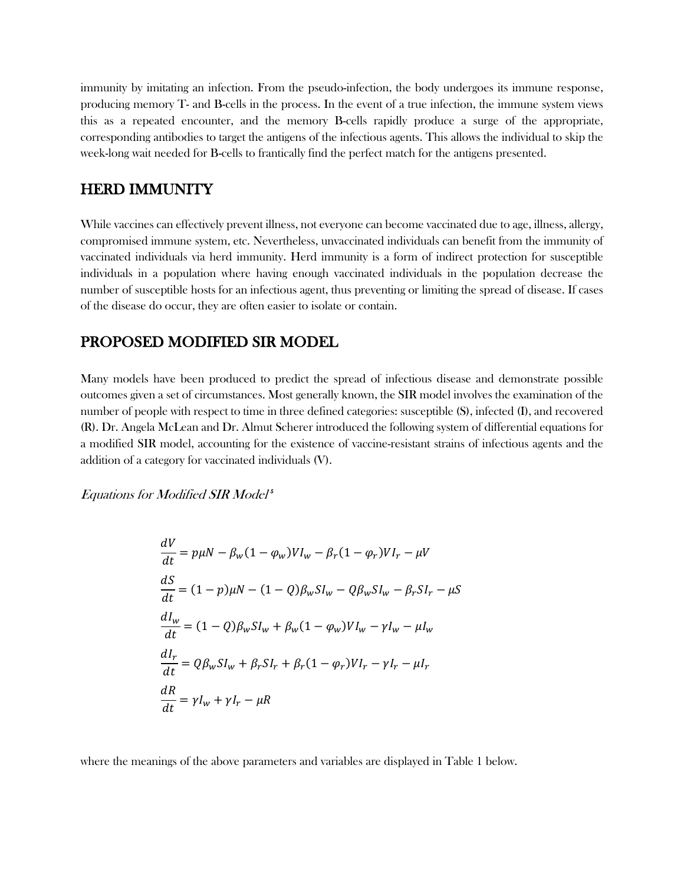immunity by imitating an infection. From the pseudo-infection, the body undergoes its immune response, producing memory T- and B-cells in the process. In the event of a true infection, the immune system views this as a repeated encounter, and the memory B-cells rapidly produce a surge of the appropriate, corresponding antibodies to target the antigens of the infectious agents. This allows the individual to skip the week-long wait needed for B-cells to frantically find the perfect match for the antigens presented.

## HERD IMMUNITY

While vaccines can effectively prevent illness, not everyone can become vaccinated due to age, illness, allergy, compromised immune system, etc. Nevertheless, unvaccinated individuals can benefit from the immunity of vaccinated individuals via herd immunity. Herd immunity is a form of indirect protection for susceptible individuals in a population where having enough vaccinated individuals in the population decrease the number of susceptible hosts for an infectious agent, thus preventing or limiting the spread of disease. If cases of the disease do occur, they are often easier to isolate or contain.

## PROPOSED MODIFIED SIR MODEL

Many models have been produced to predict the spread of infectious disease and demonstrate possible outcomes given a set of circumstances. Most generally known, the SIR model involves the examination of the number of people with respect to time in three defined categories: susceptible (S), infected (I), and recovered (R). Dr. Angela McLean and Dr. Almut Scherer introduced the following system of differential equations for a modified SIR model, accounting for the existence of vaccine-resistant strains of infectious agents and the addition of a category for vaccinated individuals (V).

*Equations for Modified SIR Model*[5]

$$\frac{dV}{dt} = p\mu N - \beta_w(1-\varphi_w)VI_w - \beta_r(1-\varphi_r)VI_r - \mu V$$

$$\frac{dS}{dt} = (1-p)\mu N - (1-Q)\beta_w SI_w - Q\beta_w SI_w - \beta_r SI_r - \mu S$$

$$\frac{dI_w}{dt} = (1-Q)\beta_w SI_w + \beta_w(1-\varphi_w)VI_w - \gamma I_w - \mu I_w$$

$$\frac{dI_r}{dt} = Q\beta_w SI_w + \beta_r SI_r + \beta_r(1-\varphi_r)VI_r - \gamma I_r - \mu I_r$$

$$\frac{dR}{dt} = \gamma I_w + \gamma I_r - \mu R$$

where the meanings of the above parameters and variables are displayed in Table 1 below.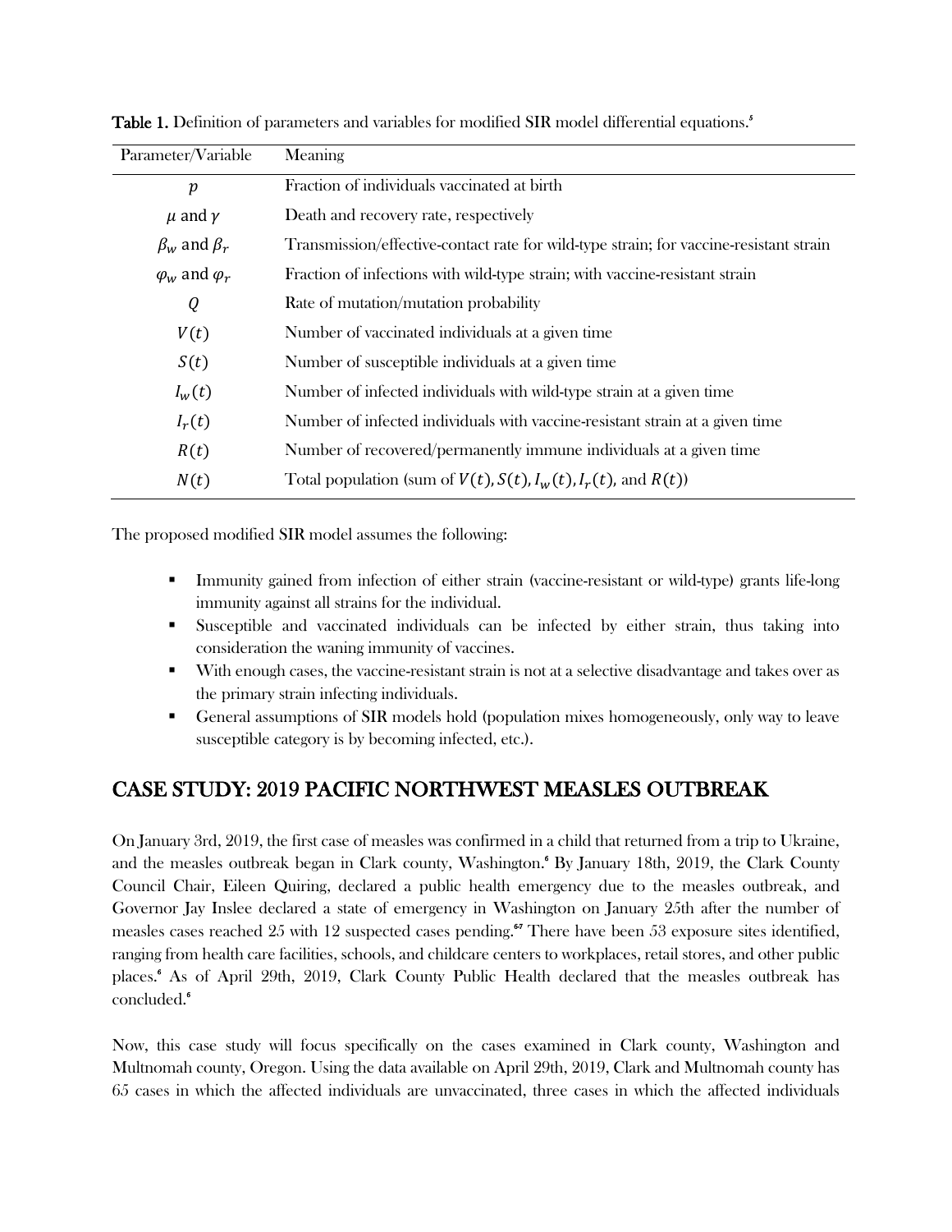**Table 1.** Definition of parameters and variables for modified SIR model differential equations.[5]

| Parameter/Variable | Meaning |
|---|---|
| $p$ | Fraction of individuals vaccinated at birth |
| $\mu$ and $\gamma$ | Death and recovery rate, respectively |
| $\beta_w$ and $\beta_r$ | Transmission/effective-contact rate for wild-type strain; for vaccine-resistant strain |
| $\varphi_w$ and $\varphi_r$ | Fraction of infections with wild-type strain; with vaccine-resistant strain |
| $Q$ | Rate of mutation/mutation probability |
| $V(t)$ | Number of vaccinated individuals at a given time |
| $S(t)$ | Number of susceptible individuals at a given time |
| $I_w(t)$ | Number of infected individuals with wild-type strain at a given time |
| $I_r(t)$ | Number of infected individuals with vaccine-resistant strain at a given time |
| $R(t)$ | Number of recovered/permanently immune individuals at a given time |
| $N(t)$ | Total population (sum of $V(t), S(t), I_w(t), I_r(t)$, and $R(t)$) |

The proposed modified SIR model assumes the following:

- Immunity gained from infection of either strain (vaccine-resistant or wild-type) grants life-long immunity against all strains for the individual.
- Susceptible and vaccinated individuals can be infected by either strain, thus taking into consideration the waning immunity of vaccines.
- With enough cases, the vaccine-resistant strain is not at a selective disadvantage and takes over as the primary strain infecting individuals.
- General assumptions of SIR models hold (population mixes homogeneously, only way to leave susceptible category is by becoming infected, etc.).

## CASE STUDY: 2019 PACIFIC NORTHWEST MEASLES OUTBREAK

On January 3rd, 2019, the first case of measles was confirmed in a child that returned from a trip to Ukraine, and the measles outbreak began in Clark county, Washington.[6] By January 18th, 2019, the Clark County Council Chair, Eileen Quiring, declared a public health emergency due to the measles outbreak, and Governor Jay Inslee declared a state of emergency in Washington on January 25th after the number of measles cases reached 25 with 12 suspected cases pending.[6,7] There have been 53 exposure sites identified, ranging from health care facilities, schools, and childcare centers to workplaces, retail stores, and other public places.[6] As of April 29th, 2019, Clark County Public Health declared that the measles outbreak has concluded.[6]

Now, this case study will focus specifically on the cases examined in Clark county, Washington and Multnomah county, Oregon. Using the data available on April 29th, 2019, Clark and Multnomah county has 65 cases in which the affected individuals are unvaccinated, three cases in which the affected individuals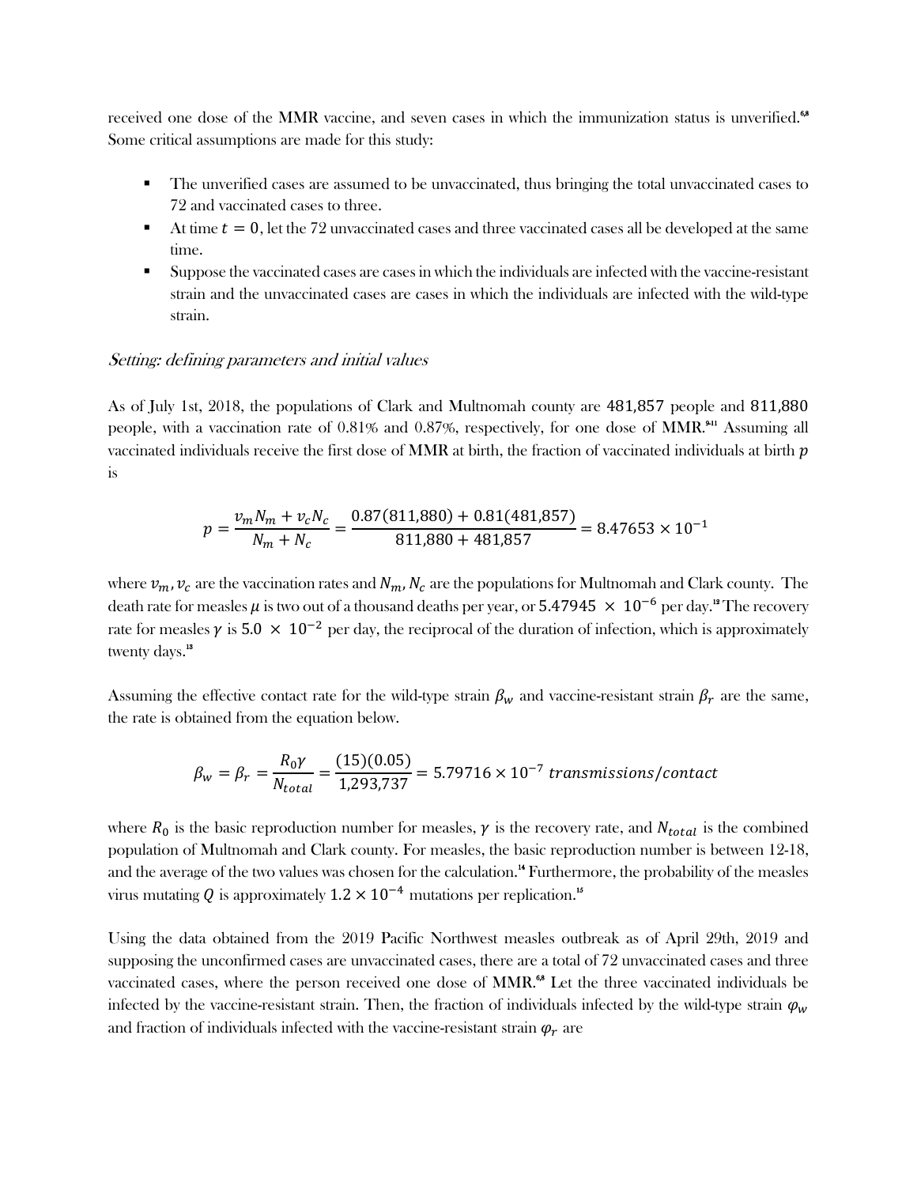received one dose of the MMR vaccine, and seven cases in which the immunization status is unverified.[6,8] Some critical assumptions are made for this study:

- The unverified cases are assumed to be unvaccinated, thus bringing the total unvaccinated cases to 72 and vaccinated cases to three.
- At time $t = 0$, let the 72 unvaccinated cases and three vaccinated cases all be developed at the same time.
- Suppose the vaccinated cases are cases in which the individuals are infected with the vaccine-resistant strain and the unvaccinated cases are cases in which the individuals are infected with the wild-type strain.

### *Setting: defining parameters and initial values*

As of July 1st, 2018, the populations of Clark and Multnomah county are $481{,}857$ people and $811{,}880$ people, with a vaccination rate of 0.81% and 0.87%, respectively, for one dose of MMR.[9-11] Assuming all vaccinated individuals receive the first dose of MMR at birth, the fraction of vaccinated individuals at birth $p$ is

$$p = \frac{v_m N_m + v_c N_c}{N_m + N_c} = \frac{0.87(811{,}880) + 0.81(481{,}857)}{811{,}880 + 481{,}857} = 8.47653 \times 10^{-1}$$

where $v_m, v_c$ are the vaccination rates and $N_m, N_c$ are the populations for Multnomah and Clark county. The death rate for measles $\mu$ is two out of a thousand deaths per year, or $5.47945 \times 10^{-6}$ per day.[12] The recovery rate for measles $\gamma$ is $5.0 \times 10^{-2}$ per day, the reciprocal of the duration of infection, which is approximately twenty days.[13]

Assuming the effective contact rate for the wild-type strain $\beta_w$ and vaccine-resistant strain $\beta_r$ are the same, the rate is obtained from the equation below.

$$\beta_w = \beta_r = \frac{R_0 \gamma}{N_{total}} = \frac{(15)(0.05)}{1{,}293{,}737} = 5.79716 \times 10^{-7} \ transmissions/contact$$

where $R_0$ is the basic reproduction number for measles, $\gamma$ is the recovery rate, and $N_{total}$ is the combined population of Multnomah and Clark county. For measles, the basic reproduction number is between 12-18, and the average of the two values was chosen for the calculation.[14] Furthermore, the probability of the measles virus mutating $Q$ is approximately $1.2 \times 10^{-4}$ mutations per replication.[15]

Using the data obtained from the 2019 Pacific Northwest measles outbreak as of April 29th, 2019 and supposing the unconfirmed cases are unvaccinated cases, there are a total of 72 unvaccinated cases and three vaccinated cases, where the person received one dose of MMR.[6,8] Let the three vaccinated individuals be infected by the vaccine-resistant strain. Then, the fraction of individuals infected by the wild-type strain $\varphi_w$ and fraction of individuals infected with the vaccine-resistant strain $\varphi_r$ are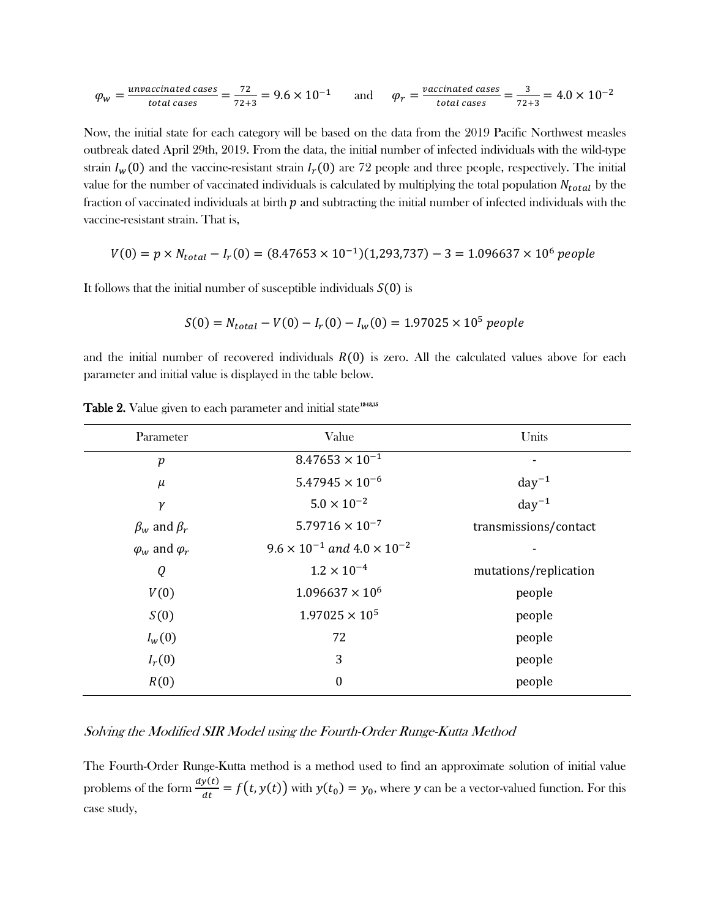$$\varphi_w = \frac{unvaccinated\ cases}{total\ cases} = \frac{72}{72+3} = 9.6 \times 10^{-1} \qquad \text{and} \qquad \varphi_r = \frac{vaccinated\ cases}{total\ cases} = \frac{3}{72+3} = 4.0 \times 10^{-2}$$

Now, the initial state for each category will be based on the data from the 2019 Pacific Northwest measles outbreak dated April 29th, 2019. From the data, the initial number of infected individuals with the wild-type strain $I_w(0)$ and the vaccine-resistant strain $I_r(0)$ are 72 people and three people, respectively. The initial value for the number of vaccinated individuals is calculated by multiplying the total population $N_{total}$ by the fraction of vaccinated individuals at birth $p$ and subtracting the initial number of infected individuals with the vaccine-resistant strain. That is,

$$V(0) = p \times N_{total} - I_r(0) = (8.47653 \times 10^{-1})(1{,}293{,}737) - 3 = 1.096637 \times 10^{6}\ people$$

It follows that the initial number of susceptible individuals $S(0)$ is

$$S(0) = N_{total} - V(0) - I_r(0) - I_w(0) = 1.97025 \times 10^{5}\ people$$

and the initial number of recovered individuals $R(0)$ is zero. All the calculated values above for each parameter and initial value is displayed in the table below.

**Table 2.** Value given to each parameter and initial state[12-13,15]

| Parameter | Value | Units |
|---|---|---|
| $p$ | $8.47653 \times 10^{-1}$ | - |
| $\mu$ | $5.47945 \times 10^{-6}$ | $\text{day}^{-1}$ |
| $\gamma$ | $5.0 \times 10^{-2}$ | $\text{day}^{-1}$ |
| $\beta_w$ and $\beta_r$ | $5.79716 \times 10^{-7}$ | transmissions/contact |
| $\varphi_w$ and $\varphi_r$ | $9.6 \times 10^{-1}$ *and* $4.0 \times 10^{-2}$ | - |
| $Q$ | $1.2 \times 10^{-4}$ | mutations/replication |
| $V(0)$ | $1.096637 \times 10^{6}$ | people |
| $S(0)$ | $1.97025 \times 10^{5}$ | people |
| $I_w(0)$ | 72 | people |
| $I_r(0)$ | 3 | people |
| $R(0)$ | 0 | people |

*Solving the Modified SIR Model using the Fourth-Order Runge-Kutta Method*

The Fourth-Order Runge-Kutta method is a method used to find an approximate solution of initial value problems of the form $\frac{dy(t)}{dt} = f(t, y(t))$ with $y(t_0) = y_0$, where $y$ can be a vector-valued function. For this case study,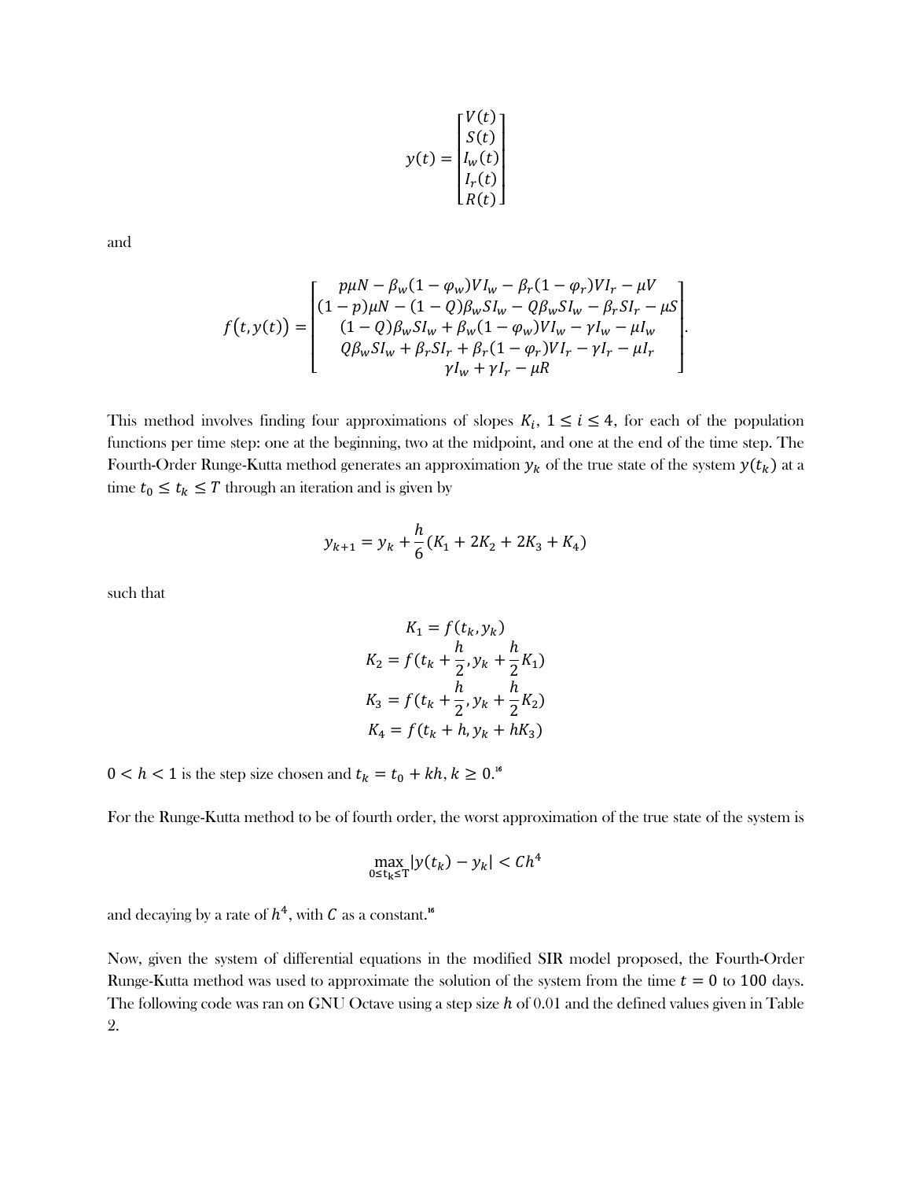$$y(t) = \begin{bmatrix} V(t) \\ S(t) \\ I_w(t) \\ I_r(t) \\ R(t) \end{bmatrix}$$

and

$$f\big(t, y(t)\big) = \begin{bmatrix} p\mu N - \beta_w(1-\varphi_w)VI_w - \beta_r(1-\varphi_r)VI_r - \mu V \\ (1-p)\mu N - (1-Q)\beta_w SI_w - Q\beta_w SI_w - \beta_r SI_r - \mu S \\ (1-Q)\beta_w SI_w + \beta_w(1-\varphi_w)VI_w - \gamma I_w - \mu I_w \\ Q\beta_w SI_w + \beta_r SI_r + \beta_r(1-\varphi_r)VI_r - \gamma I_r - \mu I_r \\ \gamma I_w + \gamma I_r - \mu R \end{bmatrix}.$$

This method involves finding four approximations of slopes $K_i$, $1 \leq i \leq 4$, for each of the population functions per time step: one at the beginning, two at the midpoint, and one at the end of the time step. The Fourth-Order Runge-Kutta method generates an approximation $y_k$ of the true state of the system $y(t_k)$ at a time $t_0 \leq t_k \leq T$ through an iteration and is given by

$$y_{k+1} = y_k + \frac{h}{6}(K_1 + 2K_2 + 2K_3 + K_4)$$

such that

$$K_1 = f(t_k, y_k)$$
$$K_2 = f(t_k + \frac{h}{2}, y_k + \frac{h}{2}K_1)$$
$$K_3 = f(t_k + \frac{h}{2}, y_k + \frac{h}{2}K_2)$$
$$K_4 = f(t_k + h, y_k + hK_3)$$

$0 < h < 1$ is the step size chosen and $t_k = t_0 + kh, k \geq 0$.[16]

For the Runge-Kutta method to be of fourth order, the worst approximation of the true state of the system is

$$\max_{0 \leq t_k \leq T} |y(t_k) - y_k| < Ch^4$$

and decaying by a rate of $h^4$, with $C$ as a constant.[16]

Now, given the system of differential equations in the modified SIR model proposed, the Fourth-Order Runge-Kutta method was used to approximate the solution of the system from the time $t = 0$ to $100$ days. The following code was ran on GNU Octave using a step size $h$ of 0.01 and the defined values given in Table 2.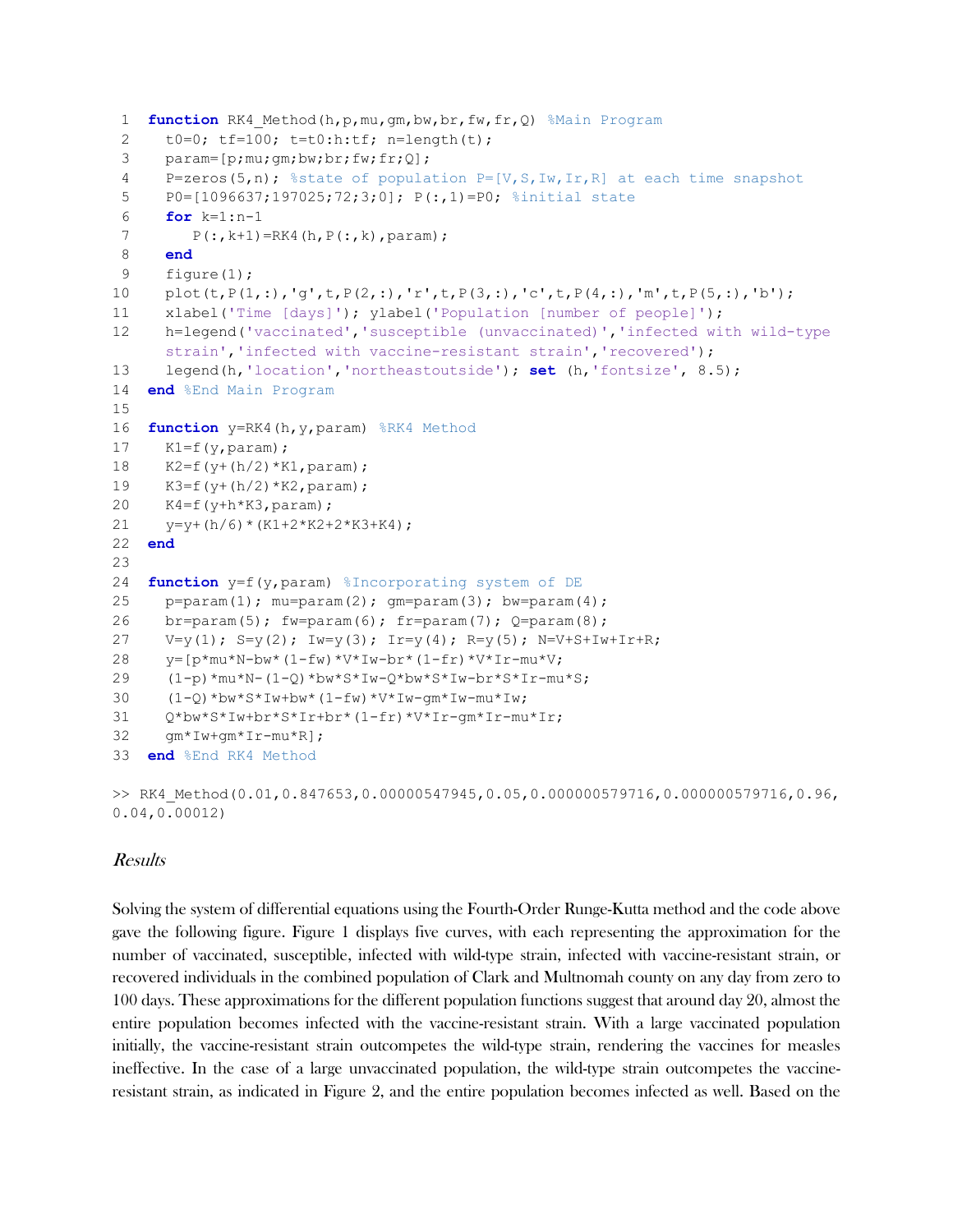```matlab
1  function RK4_Method(h,p,mu,gm,bw,br,fw,fr,Q) %Main Program
2    t0=0; tf=100; t=t0:h:tf; n=length(t);
3    param=[p;mu;gm;bw;br;fw;fr;Q];
4    P=zeros(5,n); %state of population P=[V,S,Iw,Ir,R] at each time snapshot
5    P0=[1096637;197025;72;3;0]; P(:,1)=P0; %initial state
6    for k=1:n-1
7       P(:,k+1)=RK4(h,P(:,k),param);
8    end
9    figure(1);
10   plot(t,P(1,:),'g',t,P(2,:),'r',t,P(3,:),'c',t,P(4,:),'m',t,P(5,:),'b');
11   xlabel('Time [days]'); ylabel('Population [number of people]');
12   h=legend('vaccinated','susceptible (unvaccinated)','infected with wild-type
     strain','infected with vaccine-resistant strain','recovered');
13   legend(h,'location','northeastoutside'); set (h,'fontsize', 8.5);
14 end %End Main Program
15
16 function y=RK4(h,y,param) %RK4 Method
17   K1=f(y,param);
18   K2=f(y+(h/2)*K1,param);
19   K3=f(y+(h/2)*K2,param);
20   K4=f(y+h*K3,param);
21   y=y+(h/6)*(K1+2*K2+2*K3+K4);
22 end
23
24 function y=f(y,param) %Incorporating system of DE
25   p=param(1); mu=param(2); gm=param(3); bw=param(4);
26   br=param(5); fw=param(6); fr=param(7); Q=param(8);
27   V=y(1); S=y(2); Iw=y(3); Ir=y(4); R=y(5); N=V+S+Iw+Ir+R;
28   y=[p*mu*N-bw*(1-fw)*V*Iw-br*(1-fr)*V*Ir-mu*V;
29    (1-p)*mu*N-(1-Q)*bw*S*Iw-Q*bw*S*Iw-br*S*Ir-mu*S;
30    (1-Q)*bw*S*Iw+bw*(1-fw)*V*Iw-gm*Iw-mu*Iw;
31    Q*bw*S*Iw+br*S*Ir+br*(1-fr)*V*Ir-gm*Ir-mu*Ir;
32    gm*Iw+gm*Ir-mu*R];
33 end %End RK4 Method
```

```
>> RK4_Method(0.01,0.847653,0.00000547945,0.05,0.000000579716,0.000000579716,0.96,
0.04,0.00012)
```

### *Results*

Solving the system of differential equations using the Fourth-Order Runge-Kutta method and the code above gave the following figure. Figure 1 displays five curves, with each representing the approximation for the number of vaccinated, susceptible, infected with wild-type strain, infected with vaccine-resistant strain, or recovered individuals in the combined population of Clark and Multnomah county on any day from zero to 100 days. These approximations for the different population functions suggest that around day 20, almost the entire population becomes infected with the vaccine-resistant strain. With a large vaccinated population initially, the vaccine-resistant strain outcompetes the wild-type strain, rendering the vaccines for measles ineffective. In the case of a large unvaccinated population, the wild-type strain outcompetes the vaccine-resistant strain, as indicated in Figure 2, and the entire population becomes infected as well. Based on the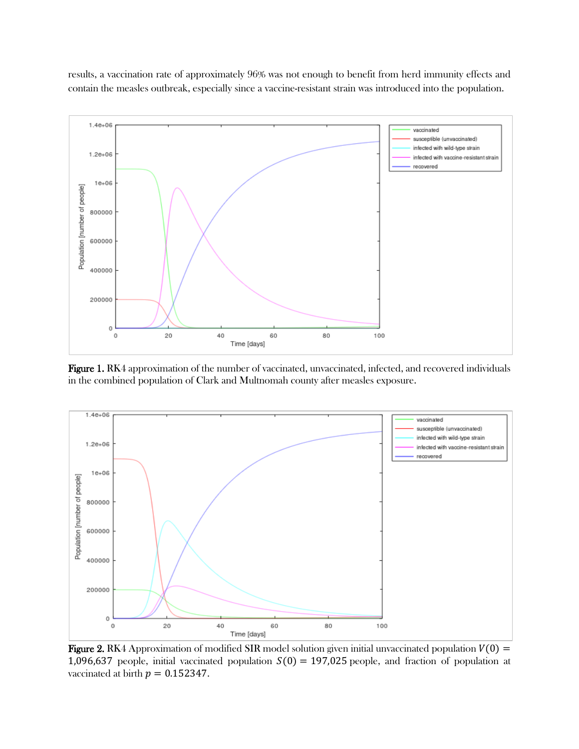results, a vaccination rate of approximately 96% was not enough to benefit from herd immunity effects and contain the measles outbreak, especially since a vaccine-resistant strain was introduced into the population.

**Figure 1.** RK4 approximation of the number of vaccinated, unvaccinated, infected, and recovered individuals in the combined population of Clark and Multnomah county after measles exposure.

**Figure 2.** RK4 Approximation of modified SIR model solution given initial unvaccinated population $V(0) = 1{,}096{,}637$ people, initial vaccinated population $S(0) = 197{,}025$ people, and fraction of population at vaccinated at birth $p = 0.152347$.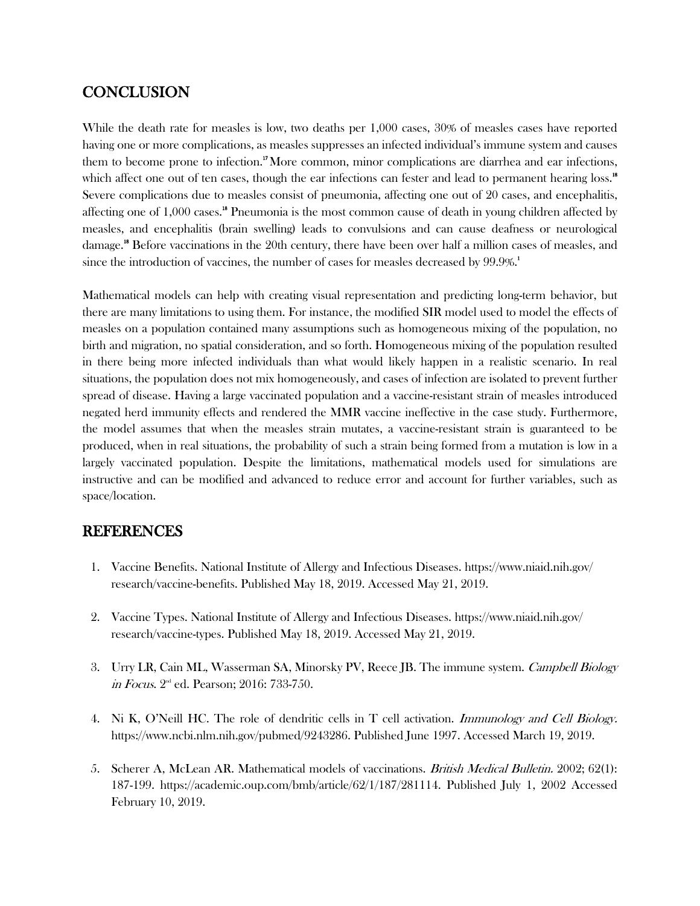## CONCLUSION

While the death rate for measles is low, two deaths per 1,000 cases, 30% of measles cases have reported having one or more complications, as measles suppresses an infected individual's immune system and causes them to become prone to infection.[17] More common, minor complications are diarrhea and ear infections, which affect one out of ten cases, though the ear infections can fester and lead to permanent hearing loss.[18] Severe complications due to measles consist of pneumonia, affecting one out of 20 cases, and encephalitis, affecting one of 1,000 cases.[18] Pneumonia is the most common cause of death in young children affected by measles, and encephalitis (brain swelling) leads to convulsions and can cause deafness or neurological damage.[18] Before vaccinations in the 20th century, there have been over half a million cases of measles, and since the introduction of vaccines, the number of cases for measles decreased by 99.9%.[1]

Mathematical models can help with creating visual representation and predicting long-term behavior, but there are many limitations to using them. For instance, the modified SIR model used to model the effects of measles on a population contained many assumptions such as homogeneous mixing of the population, no birth and migration, no spatial consideration, and so forth. Homogeneous mixing of the population resulted in there being more infected individuals than what would likely happen in a realistic scenario. In real situations, the population does not mix homogeneously, and cases of infection are isolated to prevent further spread of disease. Having a large vaccinated population and a vaccine-resistant strain of measles introduced negated herd immunity effects and rendered the MMR vaccine ineffective in the case study. Furthermore, the model assumes that when the measles strain mutates, a vaccine-resistant strain is guaranteed to be produced, when in real situations, the probability of such a strain being formed from a mutation is low in a largely vaccinated population. Despite the limitations, mathematical models used for simulations are instructive and can be modified and advanced to reduce error and account for further variables, such as space/location.

## REFERENCES

1. Vaccine Benefits. National Institute of Allergy and Infectious Diseases. https://www.niaid.nih.gov/research/vaccine-benefits. Published May 18, 2019. Accessed May 21, 2019.

2. Vaccine Types. National Institute of Allergy and Infectious Diseases. https://www.niaid.nih.gov/research/vaccine-types. Published May 18, 2019. Accessed May 21, 2019.

3. Urry LR, Cain ML, Wasserman SA, Minorsky PV, Reece JB. The immune system. *Campbell Biology in Focus*. 2nd ed. Pearson; 2016: 733-750.

4. Ni K, O'Neill HC. The role of dendritic cells in T cell activation. *Immunology and Cell Biology*. https://www.ncbi.nlm.nih.gov/pubmed/9243286. Published June 1997. Accessed March 19, 2019.

5. Scherer A, McLean AR. Mathematical models of vaccinations. *British Medical Bulletin*. 2002; 62(1): 187-199. https://academic.oup.com/bmb/article/62/1/187/281114. Published July 1, 2002 Accessed February 10, 2019.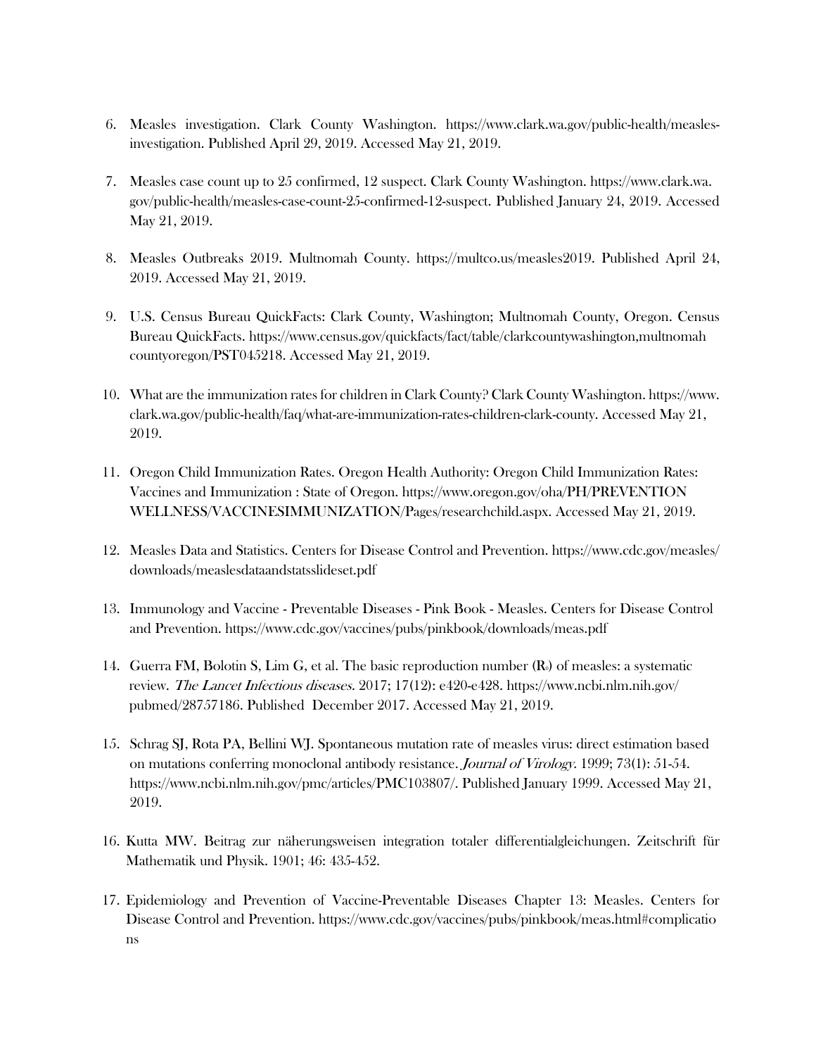6. Measles investigation. Clark County Washington. https://www.clark.wa.gov/public-health/measles-investigation. Published April 29, 2019. Accessed May 21, 2019.

7. Measles case count up to 25 confirmed, 12 suspect. Clark County Washington. https://www.clark.wa.gov/public-health/measles-case-count-25-confirmed-12-suspect. Published January 24, 2019. Accessed May 21, 2019.

8. Measles Outbreaks 2019. Multnomah County. https://multco.us/measles2019. Published April 24, 2019. Accessed May 21, 2019.

9. U.S. Census Bureau QuickFacts: Clark County, Washington; Multnomah County, Oregon. Census Bureau QuickFacts. https://www.census.gov/quickfacts/fact/table/clarkcountywashington,multnomahcountyoregon/PST045218. Accessed May 21, 2019.

10. What are the immunization rates for children in Clark County? Clark County Washington. https://www.clark.wa.gov/public-health/faq/what-are-immunization-rates-children-clark-county. Accessed May 21, 2019.

11. Oregon Child Immunization Rates. Oregon Health Authority: Oregon Child Immunization Rates: Vaccines and Immunization : State of Oregon. https://www.oregon.gov/oha/PH/PREVENTIONWELLNESS/VACCINESIMMUNIZATION/Pages/researchchild.aspx. Accessed May 21, 2019.

12. Measles Data and Statistics. Centers for Disease Control and Prevention. https://www.cdc.gov/measles/downloads/measlesdataandstatsslideset.pdf

13. Immunology and Vaccine - Preventable Diseases - Pink Book - Measles. Centers for Disease Control and Prevention. https://www.cdc.gov/vaccines/pubs/pinkbook/downloads/meas.pdf

14. Guerra FM, Bolotin S, Lim G, et al. The basic reproduction number ($R_0$) of measles: a systematic review. *The Lancet Infectious diseases.* 2017; 17(12): e420-e428. https://www.ncbi.nlm.nih.gov/pubmed/28757186. Published December 2017. Accessed May 21, 2019.

15. Schrag SJ, Rota PA, Bellini WJ. Spontaneous mutation rate of measles virus: direct estimation based on mutations conferring monoclonal antibody resistance. *Journal of Virology.* 1999; 73(1): 51-54. https://www.ncbi.nlm.nih.gov/pmc/articles/PMC103807/. Published January 1999. Accessed May 21, 2019.

16. Kutta MW. Beitrag zur näherungsweisen integration totaler differentialgleichungen. Zeitschrift für Mathematik und Physik. 1901; 46: 435-452.

17. Epidemiology and Prevention of Vaccine-Preventable Diseases Chapter 13: Measles. Centers for Disease Control and Prevention. https://www.cdc.gov/vaccines/pubs/pinkbook/meas.html#complications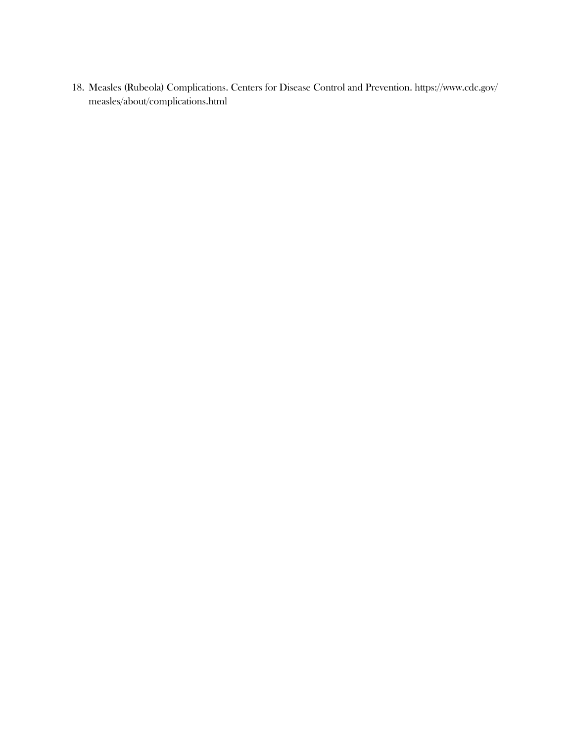18. Measles (Rubeola) Complications. Centers for Disease Control and Prevention. https://www.cdc.gov/measles/about/complications.html